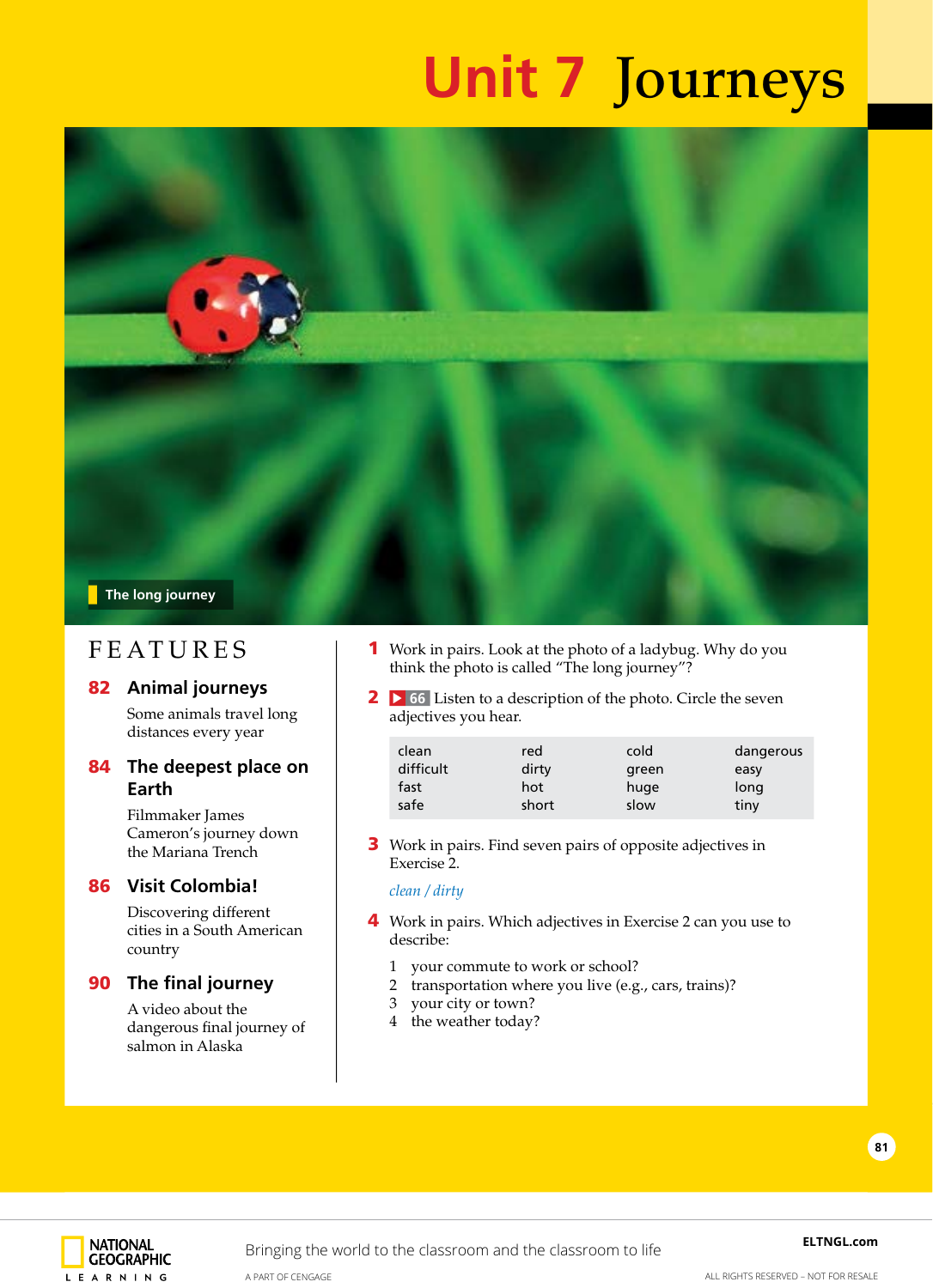# Unit 7 Journeys

The long journey

## FEATURES

**82 Animal journeys**

Some animals travel long distances every year

**84 The deepest place on Earth**

Filmmaker James Cameron's journey down the Mariana Trench

**86 Visit Colombia!**

Discovering different cities in a South American country

**90 The final journey**

A video about the dangerous final journey of salmon in Alaska

**1** Work in pairs. Look at the photo of a ladybug. Why do you think the photo is called "The long journey"?

**2** ▶ 66 Listen to a description of the photo. Circle the seven adjectives you hear.

| | | | |
|---|---|---|---|
| clean | red | cold | dangerous |
| difficult | dirty | green | easy |
| fast | hot | huge | long |
| safe | short | slow | tiny |

**3** Work in pairs. Find seven pairs of opposite adjectives in Exercise 2.

*clean / dirty*

**4** Work in pairs. Which adjectives in Exercise 2 can you use to describe:

1. your commute to work or school?
2. transportation where you live (e.g., cars, trains)?
3. your city or town?
4. the weather today?

NATIONAL GEOGRAPHIC LEARNING

Bringing the world to the classroom and the classroom to life

A PART OF CENGAGE

ELTNGL.com

ALL RIGHTS RESERVED – NOT FOR RESALE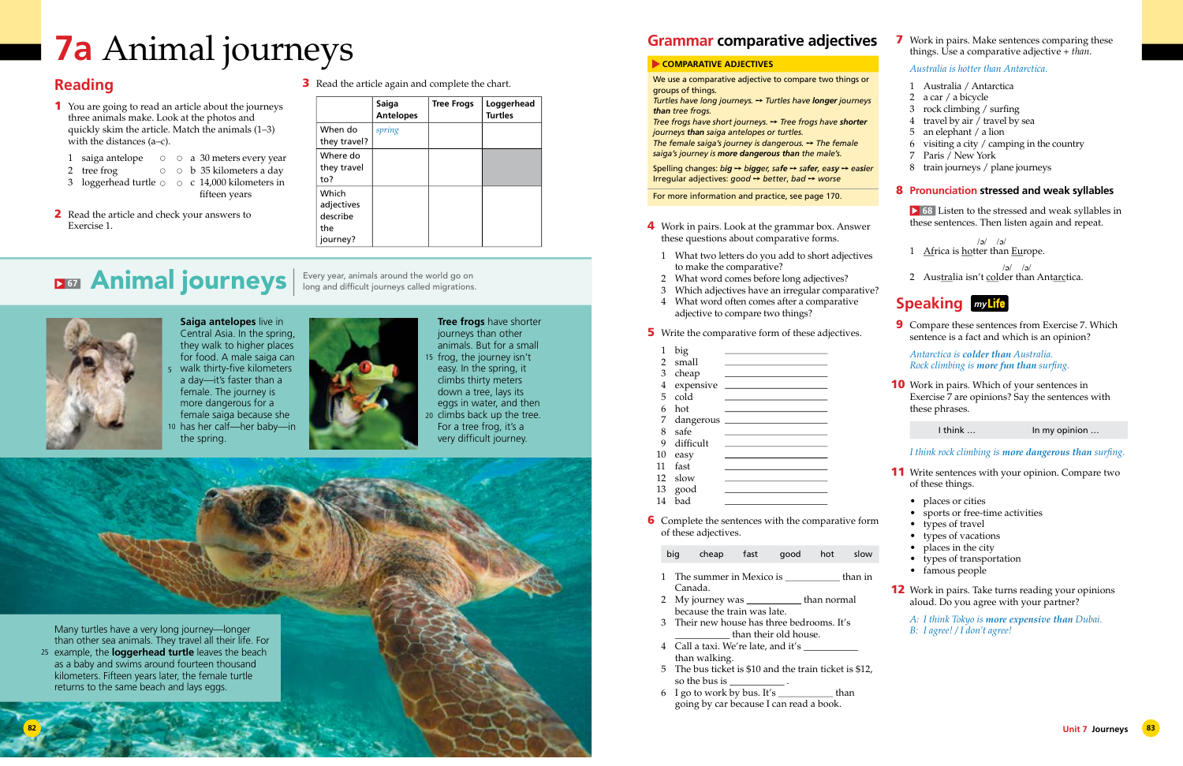# 7a Animal journeys

## Reading

**1** You are going to read an article about the journeys three animals make. Look at the photos and quickly skim the article. Match the animals (1–3) with the distances (a–c).

1 saiga antelope ○ ○ a 30 meters every year
2 tree frog ○ ○ b 35 kilometers a day
3 loggerhead turtle ○ ○ c 14,000 kilometers in fifteen years

**2** Read the article and check your answers to Exercise 1.

**3** Read the article again and complete the chart.

| | Saiga Antelopes | Tree Frogs | Loggerhead Turtles |
|---|---|---|---|
| When do they travel? | *spring* | | |
| Where do they travel to? | | | |
| Which adjectives describe the journey? | | | |

## ▶ 67 Animal journeys

Every year, animals around the world go on long and difficult journeys called migrations.

**Saiga antelopes** live in Central Asia. In the spring, they walk to higher places for food. A male saiga can walk thirty-five kilometers a day—it's faster than a female. The journey is more dangerous for a female saiga because she has her calf—her baby—in the spring.

**Tree frogs** have shorter journeys than other animals. But for a small frog, the journey isn't easy. In the spring, it climbs thirty meters down a tree, lays its eggs in water, and then climbs back up the tree. For a tree frog, it's a very difficult journey.

Many turtles have a very long journey—longer than other sea animals. They travel all their life. For example, the **loggerhead turtle** leaves the beach as a baby and swims around fourteen thousand kilometers. Fifteen years later, the female turtle returns to the same beach and lays eggs.

## Grammar comparative adjectives

**COMPARATIVE ADJECTIVES**

We use a comparative adjective to compare two things or groups of things.
*Turtles have long journeys.* → *Turtles have **longer** journeys **than** tree frogs.*
*Tree frogs have short journeys.* → *Tree frogs have **shorter** journeys **than** saiga antelopes or turtles.*
*The female saiga's journey is dangerous.* → *The female saiga's journey is **more dangerous than** the male's.*

Spelling changes: *big* → *bigger, safe* → *safer, easy* → *easier*
Irregular adjectives: *good* → *better, bad* → *worse*

For more information and practice, see page 170.

**4** Work in pairs. Look at the grammar box. Answer these questions about comparative forms.

1 What two letters do you add to short adjectives to make the comparative?
2 What word comes before long adjectives?
3 Which adjectives have an irregular comparative?
4 What word often comes after a comparative adjective to compare two things?

**5** Write the comparative form of these adjectives.

1 big ____________
2 small ____________
3 cheap ____________
4 expensive ____________
5 cold ____________
6 hot ____________
7 dangerous ____________
8 safe ____________
9 difficult ____________
10 easy ____________
11 fast ____________
12 slow ____________
13 good ____________
14 bad ____________

**6** Complete the sentences with the comparative form of these adjectives.

big cheap fast good hot slow

1 The summer in Mexico is __________ than in Canada.
2 My journey was __________ than normal because the train was late.
3 Their new house has three bedrooms. It's __________ than their old house.
4 Call a taxi. We're late, and it's __________ than walking.
5 The bus ticket is $10 and the train ticket is $12, so the bus is __________ .
6 I go to work by bus. It's __________ than going by car because I can read a book.

**7** Work in pairs. Make sentences comparing these things. Use a comparative adjective + *than*.

*Australia is hotter than Antarctica.*

1 Australia / Antarctica
2 a car / a bicycle
3 rock climbing / surfing
4 travel by air / travel by sea
5 an elephant / a lion
6 visiting a city / camping in the country
7 Paris / New York
8 train journeys / plane journeys

**8** **Pronunciation** stressed and weak syllables

▶ 68 Listen to the stressed and weak syllables in these sentences. Then listen again and repeat.

1 Africa is hotter than Europe. (/ə/ /ə/)
2 Australia isn't colder than Antarctica. (/ə/ /ə/)

## Speaking myLife

**9** Compare these sentences from Exercise 7. Which sentence is a fact and which is an opinion?

*Antarctica is **colder than** Australia.*
*Rock climbing is **more fun than** surfing.*

**10** Work in pairs. Which of your sentences in Exercise 7 are opinions? Say the sentences with these phrases.

I think … In my opinion …

*I think rock climbing is **more dangerous than** surfing.*

**11** Write sentences with your opinion. Compare two of these things.

- places or cities
- sports or free-time activities
- types of travel
- types of vacations
- places in the city
- types of transportation
- famous people

**12** Work in pairs. Take turns reading your opinions aloud. Do you agree with your partner?

*A: I think Tokyo is **more expensive than** Dubai.*
*B: I agree! / I don't agree!*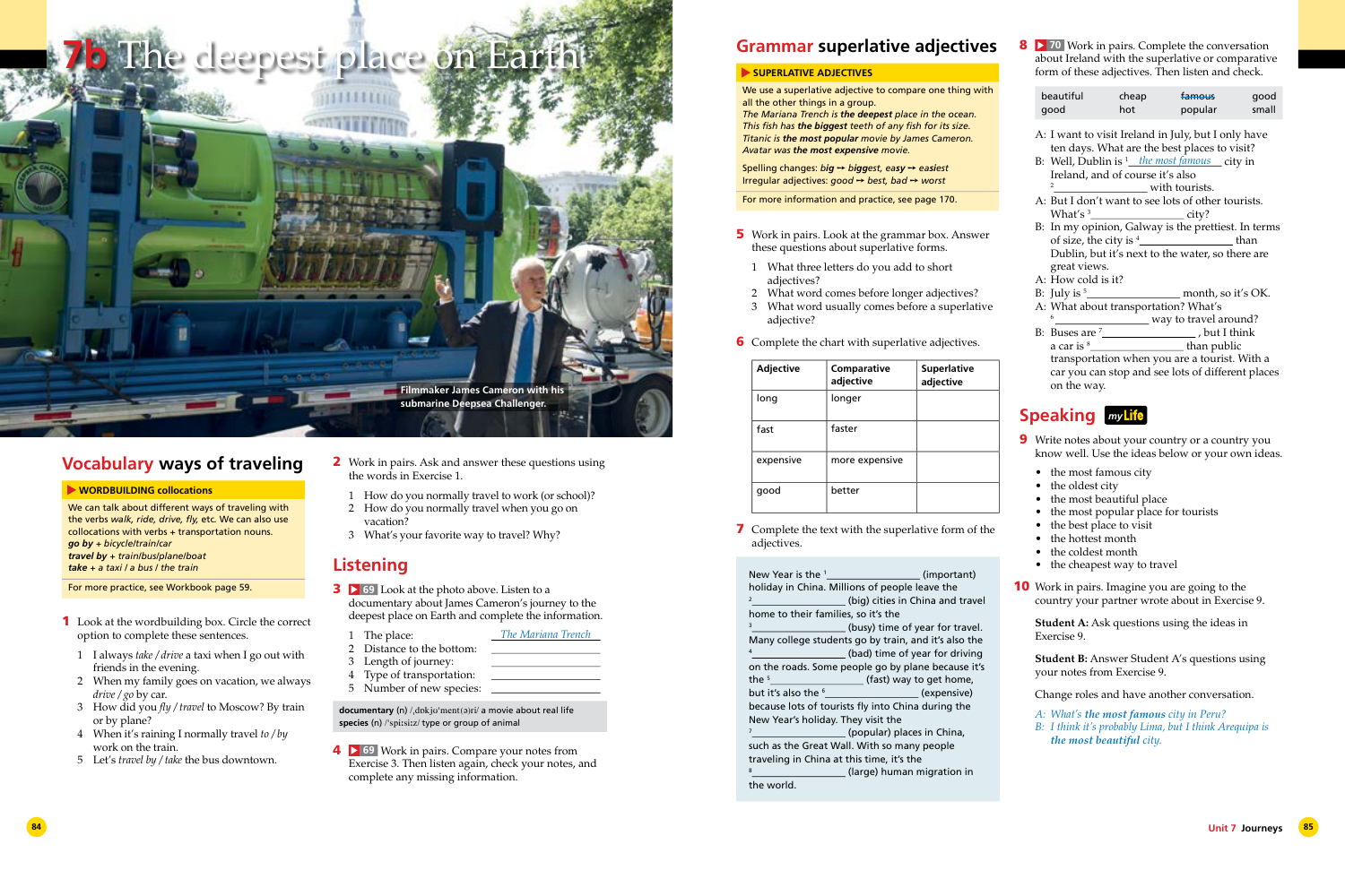# 7b The deepest place on Earth

Filmmaker James Cameron with his submarine Deepsea Challenger.

## Vocabulary ways of traveling

**WORDBUILDING collocations**

We can talk about different ways of traveling with the verbs *walk, ride, drive, fly,* etc. We can also use collocations with verbs + transportation nouns.
***go by*** + *bicycle/train/car*
***travel by*** + *train/bus/plane/boat*
***take*** + *a taxi / a bus / the train*

For more practice, see Workbook page 59.

**1** Look at the wordbuilding box. Circle the correct option to complete these sentences.

1. I always *take / drive* a taxi when I go out with friends in the evening.
2. When my family goes on vacation, we always *drive / go* by car.
3. How did you *fly / travel* to Moscow? By train or by plane?
4. When it's raining I normally travel *to / by* work on the train.
5. Let's *travel by / take* the bus downtown.

**2** Work in pairs. Ask and answer these questions using the words in Exercise 1.

1. How do you normally travel to work (or school)?
2. How do you normally travel when you go on vacation?
3. What's your favorite way to travel? Why?

## Listening

**3** 69 Look at the photo above. Listen to a documentary about James Cameron's journey to the deepest place on Earth and complete the information.

1. The place: *The Mariana Trench*
2. Distance to the bottom: ____________
3. Length of journey: ____________
4. Type of transportation: ____________
5. Number of new species: ____________

**documentary** (n) /ˌdɒkjʊˈment(ə)ri/ a movie about real life
**species** (n) /ˈspiːʃiːz/ type or group of animal

**4** 69 Work in pairs. Compare your notes from Exercise 3. Then listen again, check your notes, and complete any missing information.

## Grammar superlative adjectives

**SUPERLATIVE ADJECTIVES**

We use a superlative adjective to compare one thing with all the other things in a group.
*The Mariana Trench is **the deepest** place in the ocean.*
*This fish has **the biggest** teeth of any fish for its size.*
*Titanic is **the most popular** movie by James Cameron.*
*Avatar was **the most expensive** movie.*

Spelling changes: *big* → *biggest, easy* → *easiest*
Irregular adjectives: *good* → *best, bad* → *worst*

For more information and practice, see page 170.

**5** Work in pairs. Look at the grammar box. Answer these questions about superlative forms.

1. What three letters do you add to short adjectives?
2. What word comes before longer adjectives?
3. What word usually comes before a superlative adjective?

**6** Complete the chart with superlative adjectives.

| Adjective | Comparative adjective | Superlative adjective |
|---|---|---|
| long | longer | |
| fast | faster | |
| expensive | more expensive | |
| good | better | |

**7** Complete the text with the superlative form of the adjectives.

New Year is the [1] ____________ (important) holiday in China. Millions of people leave the [2] ____________ (big) cities in China and travel home to their families, so it's the [3] ____________ (busy) time of year for travel. Many college students go by train, and it's also the [4] ____________ (bad) time of year for driving on the roads. Some people go by plane because it's the [5] ____________ (fast) way to get home, but it's also the [6] ____________ (expensive) because lots of tourists fly into China during the New Year's holiday. They visit the [7] ____________ (popular) places in China, such as the Great Wall. With so many people traveling in China at this time, it's the [8] ____________ (large) human migration in the world.

**8** 70 Work in pairs. Complete the conversation about Ireland with the superlative or comparative form of these adjectives. Then listen and check.

| | | | |
|---|---|---|---|
| beautiful | cheap | ~~famous~~ | good |
| good | hot | popular | small |

A: I want to visit Ireland in July, but I only have ten days. What are the best places to visit?
B: Well, Dublin is [1] *the most famous* city in Ireland, and of course it's also [2] ____________ with tourists.
A: But I don't want to see lots of other tourists. What's [3] ____________ city?
B: In my opinion, Galway is the prettiest. In terms of size, the city is [4] ____________ than Dublin, but it's next to the water, so there are great views.
A: How cold is it?
B: July is [5] ____________ month, so it's OK.
A: What about transportation? What's [6] ____________ way to travel around?
B: Buses are [7] ____________, but I think a car is [8] ____________ than public transportation when you are a tourist. With a car you can stop and see lots of different places on the way.

## Speaking myLife

**9** Write notes about your country or a country you know well. Use the ideas below or your own ideas.

- the most famous city
- the oldest city
- the most beautiful place
- the most popular place for tourists
- the best place to visit
- the hottest month
- the coldest month
- the cheapest way to travel

**10** Work in pairs. Imagine you are going to the country your partner wrote about in Exercise 9.

**Student A:** Ask questions using the ideas in Exercise 9.

**Student B:** Answer Student A's questions using your notes from Exercise 9.

Change roles and have another conversation.

*A: What's **the most famous** city in Peru?*
*B: I think it's probably Lima, but I think Arequipa is **the most beautiful** city.*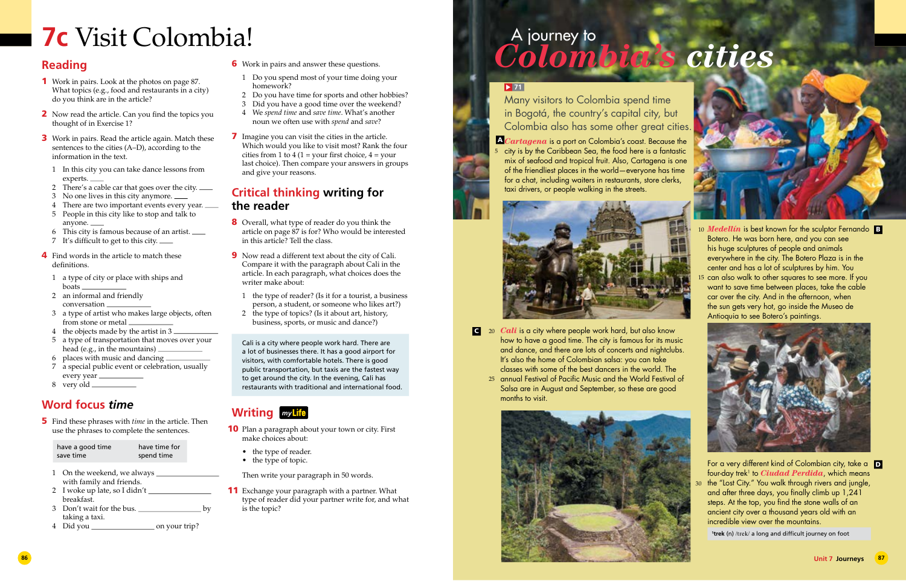# 7c Visit Colombia!

## Reading

**1** Work in pairs. Look at the photos on page 87. What topics (e.g., food and restaurants in a city) do you think are in the article?

**2** Now read the article. Can you find the topics you thought of in Exercise 1?

**3** Work in pairs. Read the article again. Match these sentences to the cities (A–D), according to the information in the text.

1. In this city you can take dance lessons from experts. ____
2. There's a cable car that goes over the city. ____
3. No one lives in this city anymore. ____
4. There are two important events every year. ____
5. People in this city like to stop and talk to anyone. ____
6. This city is famous because of an artist. ____
7. It's difficult to get to this city. ____

**4** Find words in the article to match these definitions.

1. a type of city or place with ships and boats __________
2. an informal and friendly conversation __________
3. a type of artist who makes large objects, often from stone or metal __________
4. the objects made by the artist in 3 __________
5. a type of transportation that moves over your head (e.g., in the mountains) __________
6. places with music and dancing __________
7. a special public event or celebration, usually every year __________
8. very old __________

## Word focus *time*

**5** Find these phrases with *time* in the article. Then use the phrases to complete the sentences.

| | |
|---|---|
| have a good time | have time for |
| save time | spend time |

1. On the weekend, we always __________ with family and friends.
2. I woke up late, so I didn't __________ breakfast.
3. Don't wait for the bus. __________ by taking a taxi.
4. Did you __________ on your trip?

**6** Work in pairs and answer these questions.

1. Do you spend most of your time doing your homework?
2. Do you have time for sports and other hobbies?
3. Did you have a good time over the weekend?
4. We *spend time* and *save time*. What's another noun we often use with *spend* and *save*?

**7** Imagine you can visit the cities in the article. Which would you like to visit most? Rank the four cities from 1 to 4 (1 = your first choice, 4 = your last choice). Then compare your answers in groups and give your reasons.

## Critical thinking writing for the reader

**8** Overall, what type of reader do you think the article on page 87 is for? Who would be interested in this article? Tell the class.

**9** Now read a different text about the city of Cali. Compare it with the paragraph about Cali in the article. In each paragraph, what choices does the writer make about:

1. the type of reader? (Is it for a tourist, a business person, a student, or someone who likes art?)
2. the type of topics? (Is it about art, history, business, sports, or music and dance?)

> Cali is a city where people work hard. There are a lot of businesses there. It has a good airport for visitors, with comfortable hotels. There is good public transportation, but taxis are the fastest way to get around the city. In the evening, Cali has restaurants with traditional and international food.

## Writing myLife

**10** Plan a paragraph about your town or city. First make choices about:

- the type of reader.
- the type of topic.

Then write your paragraph in 50 words.

**11** Exchange your paragraph with a partner. What type of reader did your partner write for, and what is the topic?

# A journey to Colombia's *cities*

71

Many visitors to Colombia spend time in Bogotá, the country's capital city, but Colombia also has some other great cities.

**A** ***Cartagena*** is a port on Colombia's coast. Because the city is by the Caribbean Sea, the food here is a fantastic mix of seafood and tropical fruit. Also, Cartagena is one of the friendliest places in the world—everyone has time for a chat, including waiters in restaurants, store clerks, taxi drivers, or people walking in the streets.

**B** ***Medellín*** is best known for the sculptor Fernando Botero. He was born here, and you can see his huge sculptures of people and animals everywhere in the city. The Botero Plaza is in the center and has a lot of sculptures by him. You can also walk to other squares to see more. If you want to save time between places, take the cable car over the city. And in the afternoon, when the sun gets very hot, go inside the Museo de Antioquia to see Botero's paintings.

**C** ***Cali*** is a city where people work hard, but also know how to have a good time. The city is famous for its music and dance, and there are lots of concerts and nightclubs. It's also the home of Colombian salsa: you can take classes with some of the best dancers in the world. The annual Festival of Pacific Music and the World Festival of Salsa are in August and September, so these are good months to visit.

**D** For a very different kind of Colombian city, take a four-day trek[1] to ***Ciudad Perdida***, which means the "Lost City." You walk through rivers and jungle, and after three days, you finally climb up 1,241 steps. At the top, you find the stone walls of an ancient city over a thousand years old with an incredible view over the mountains.

[1]**trek** (n) /trek/ a long and difficult journey on foot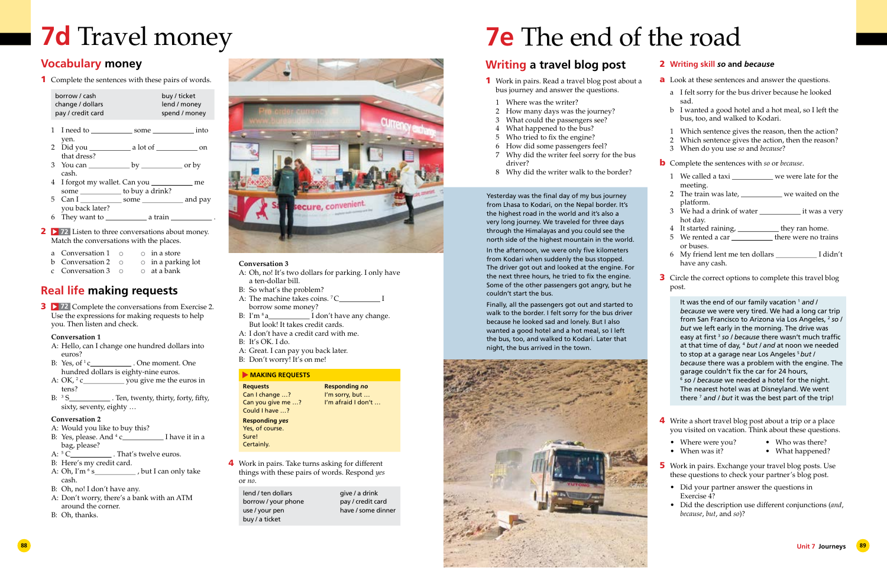# 7d Travel money

## Vocabulary money

**1** Complete the sentences with these pairs of words.

| | |
|---|---|
| borrow / cash | buy / ticket |
| change / dollars | lend / money |
| pay / credit card | spend / money |

1. I need to __________ some __________ into yen.
2. Did you __________ a lot of __________ on that dress?
3. You can __________ by __________ or by cash.
4. I forgot my wallet. Can you __________ me some __________ to buy a drink?
5. Can I __________ some __________ and pay you back later?
6. They want to __________ a train __________ .

**2** ▶ 72 Listen to three conversations about money. Match the conversations with the places.

a Conversation 1 ○ ○ in a store
b Conversation 2 ○ ○ in a parking lot
c Conversation 3 ○ ○ at a bank

## Real life making requests

**3** ▶ 72 Complete the conversations from Exercise 2. Use the expressions for making requests to help you. Then listen and check.

**Conversation 1**

A: Hello, can I change one hundred dollars into euros?
B: Yes, of [1] c__________ . One moment. One hundred dollars is eighty-nine euros.
A: OK, [2] c__________ you give me the euros in tens?
B: [3] S__________ . Ten, twenty, thirty, forty, fifty, sixty, seventy, eighty …

**Conversation 2**

A: Would you like to buy this?
B: Yes, please. And [4] c__________ I have it in a bag, please?
A: [5] C__________ . That's twelve euros.
B: Here's my credit card.
A: Oh, I'm [6] s__________ , but I can only take cash.
B: Oh, no! I don't have any.
A: Don't worry, there's a bank with an ATM around the corner.
B: Oh, thanks.

**Conversation 3**

A: Oh, no! It's two dollars for parking. I only have a ten-dollar bill.
B: So what's the problem?
A: The machine takes coins. [7] C__________ I borrow some money?
B: I'm [8] a__________ I don't have any change. But look! It takes credit cards.
A: I don't have a credit card with me.
B: It's OK. I do.
A: Great. I can pay you back later.
B: Don't worry! It's on me!

**▶ MAKING REQUESTS**

| Requests | Responding *no* |
|---|---|
| Can I change …? | I'm sorry, but … |
| Can you give me …? | I'm afraid I don't … |
| Could I have …? | |
| **Responding *yes*** | |
| Yes, of course. | |
| Sure! | |
| Certainly. | |

**4** Work in pairs. Take turns asking for different things with these pairs of words. Respond *yes* or *no*.

| | |
|---|---|
| lend / ten dollars | give / a drink |
| borrow / your phone | pay / credit card |
| use / your pen | have / some dinner |
| buy / a ticket | |

# 7e The end of the road

## Writing a travel blog post

**1** Work in pairs. Read a travel blog post about a bus journey and answer the questions.

1. Where was the writer?
2. How many days was the journey?
3. What could the passengers see?
4. What happened to the bus?
5. Who tried to fix the engine?
6. How did some passengers feel?
7. Why did the writer feel sorry for the bus driver?
8. Why did the writer walk to the border?

Yesterday was the final day of my bus journey from Lhasa to Kodari, on the Nepal border. It's the highest road in the world and it's also a very long journey. We traveled for three days through the Himalayas and you could see the north side of the highest mountain in the world.

In the afternoon, we were only five kilometers from Kodari when suddenly the bus stopped. The driver got out and looked at the engine. For the next three hours, he tried to fix the engine. Some of the other passengers got angry, but he couldn't start the bus.

Finally, all the passengers got out and started to walk to the border. I felt sorry for the bus driver because he looked sad and lonely. But I also wanted a good hotel and a hot meal, so I left the bus, too, and walked to Kodari. Later that night, the bus arrived in the town.

**2 Writing skill *so* and *because***

**a** Look at these sentences and answer the questions.

a I felt sorry for the bus driver because he looked sad.
b I wanted a good hotel and a hot meal, so I left the bus, too, and walked to Kodari.

1. Which sentence gives the reason, then the action?
2. Which sentence gives the action, then the reason?
3. When do you use *so* and *because*?

**b** Complete the sentences with *so* or *because*.

1. We called a taxi __________ we were late for the meeting.
2. The train was late, __________ we waited on the platform.
3. We had a drink of water __________ it was a very hot day.
4. It started raining, __________ they ran home.
5. We rented a car __________ there were no trains or buses.
6. My friend lent me ten dollars __________ I didn't have any cash.

**3** Circle the correct options to complete this travel blog post.

It was the end of our family vacation [1] *and / because* we were very tired. We had a long car trip from San Francisco to Arizona via Los Angeles, [2] *so / but* we left early in the morning. The drive was easy at first [3] *so / because* there wasn't much traffic at that time of day, [4] *but / and* at noon we needed to stop at a garage near Los Angeles [5] *but / because* there was a problem with the engine. The garage couldn't fix the car for 24 hours, [6] *so / because* we needed a hotel for the night. The nearest hotel was at Disneyland. We went there [7] *and / but* it was the best part of the trip!

**4** Write a short travel blog post about a trip or a place you visited on vacation. Think about these questions.

- Where were you?
- When was it?
- Who was there?
- What happened?

**5** Work in pairs. Exchange your travel blog posts. Use these questions to check your partner's blog post.

- Did your partner answer the questions in Exercise 4?
- Did the description use different conjunctions (*and*, *because*, *but*, and *so*)?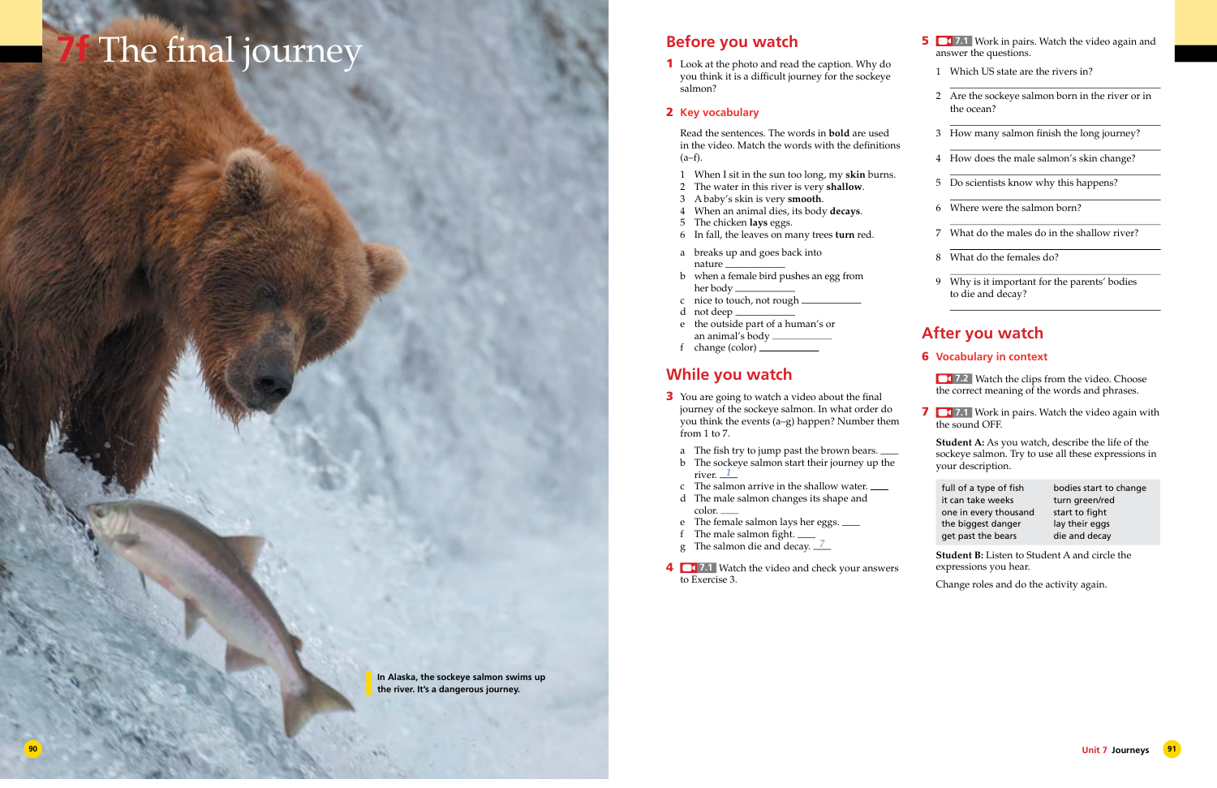# 7f The final journey

In Alaska, the sockeye salmon swims up the river. It's a dangerous journey.

## Before you watch

**1** Look at the photo and read the caption. Why do you think it is a difficult journey for the sockeye salmon?

**2 Key vocabulary**

Read the sentences. The words in **bold** are used in the video. Match the words with the definitions (a–f).

1 When I sit in the sun too long, my **skin** burns.
2 The water in this river is very **shallow**.
3 A baby's skin is very **smooth**.
4 When an animal dies, its body **decays**.
5 The chicken **lays** eggs.
6 In fall, the leaves on many trees **turn** red.

a breaks up and goes back into nature ________
b when a female bird pushes an egg from her body ________
c nice to touch, not rough ________
d not deep ________
e the outside part of a human's or an animal's body ________
f change (color) ________

## While you watch

**3** You are going to watch a video about the final journey of the sockeye salmon. In what order do you think the events (a–g) happen? Number them from 1 to 7.

a The fish try to jump past the brown bears. ____
b The sockeye salmon start their journey up the river. _1_
c The salmon arrive in the shallow water. ____
d The male salmon changes its shape and color. ____
e The female salmon lays her eggs. ____
f The male salmon fight. ____
g The salmon die and decay. _7_

**4** 7.1 Watch the video and check your answers to Exercise 3.

**5** 7.1 Work in pairs. Watch the video again and answer the questions.

1 Which US state are the rivers in?
2 Are the sockeye salmon born in the river or in the ocean?
3 How many salmon finish the long journey?
4 How does the male salmon's skin change?
5 Do scientists know why this happens?
6 Where were the salmon born?
7 What do the males do in the shallow river?
8 What do the females do?
9 Why is it important for the parents' bodies to die and decay?

## After you watch

**6 Vocabulary in context**

7.2 Watch the clips from the video. Choose the correct meaning of the words and phrases.

**7** 7.1 Work in pairs. Watch the video again with the sound OFF.

**Student A:** As you watch, describe the life of the sockeye salmon. Try to use all these expressions in your description.

| | |
|---|---|
| full of a type of fish | bodies start to change |
| it can take weeks | turn green/red |
| one in every thousand | start to fight |
| the biggest danger | lay their eggs |
| get past the bears | die and decay |

**Student B:** Listen to Student A and circle the expressions you hear.

Change roles and do the activity again.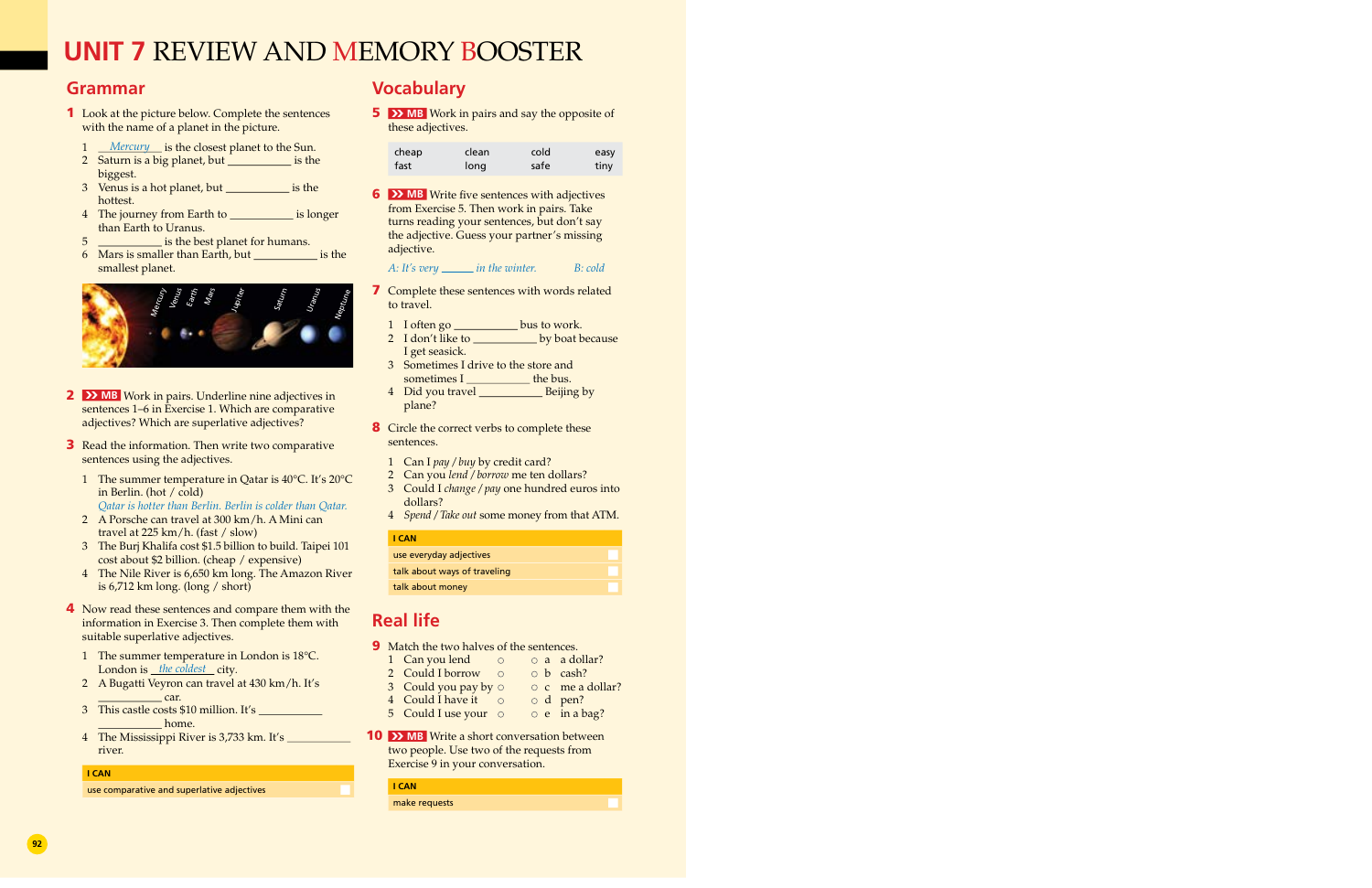# UNIT 7 REVIEW AND MEMORY BOOSTER

## Grammar

**1** Look at the picture below. Complete the sentences with the name of a planet in the picture.

1. *Mercury* is the closest planet to the Sun.
2. Saturn is a big planet, but __________ is the biggest.
3. Venus is a hot planet, but __________ is the hottest.
4. The journey from Earth to __________ is longer than Earth to Uranus.
5. __________ is the best planet for humans.
6. Mars is smaller than Earth, but __________ is the smallest planet.

**2** MB Work in pairs. Underline nine adjectives in sentences 1–6 in Exercise 1. Which are comparative adjectives? Which are superlative adjectives?

**3** Read the information. Then write two comparative sentences using the adjectives.

1. The summer temperature in Qatar is 40°C. It's 20°C in Berlin. (hot / cold)
   *Qatar is hotter than Berlin. Berlin is colder than Qatar.*
2. A Porsche can travel at 300 km/h. A Mini can travel at 225 km/h. (fast / slow)
3. The Burj Khalifa cost $1.5 billion to build. Taipei 101 cost about $2 billion. (cheap / expensive)
4. The Nile River is 6,650 km long. The Amazon River is 6,712 km long. (long / short)

**4** Now read these sentences and compare them with the information in Exercise 3. Then complete them with suitable superlative adjectives.

1. The summer temperature in London is 18°C. London is *the coldest* city.
2. A Bugatti Veyron can travel at 430 km/h. It's __________ car.
3. This castle costs $10 million. It's __________ home.
4. The Mississippi River is 3,733 km. It's __________ river.

| I CAN | |
|---|---|
| use comparative and superlative adjectives | |

## Vocabulary

**5** MB Work in pairs and say the opposite of these adjectives.

| cheap | clean | cold | easy |
|---|---|---|---|
| fast | long | safe | tiny |

**6** MB Write five sentences with adjectives from Exercise 5. Then work in pairs. Take turns reading your sentences, but don't say the adjective. Guess your partner's missing adjective.

*A: It's very _____ in the winter.* *B: cold*

**7** Complete these sentences with words related to travel.

1. I often go __________ bus to work.
2. I don't like to __________ by boat because I get seasick.
3. Sometimes I drive to the store and sometimes I __________ the bus.
4. Did you travel __________ Beijing by plane?

**8** Circle the correct verbs to complete these sentences.

1. Can I *pay / buy* by credit card?
2. Can you *lend / borrow* me ten dollars?
3. Could I *change / pay* one hundred euros into dollars?
4. *Spend / Take out* some money from that ATM.

| I CAN | |
|---|---|
| use everyday adjectives | |
| talk about ways of traveling | |
| talk about money | |

## Real life

**9** Match the two halves of the sentences.

1. Can you lend — a a dollar?
2. Could I borrow — b cash?
3. Could you pay by — c me a dollar?
4. Could I have it — d pen?
5. Could I use your — e in a bag?

**10** MB Write a short conversation between two people. Use two of the requests from Exercise 9 in your conversation.

| I CAN | |
|---|---|
| make requests | |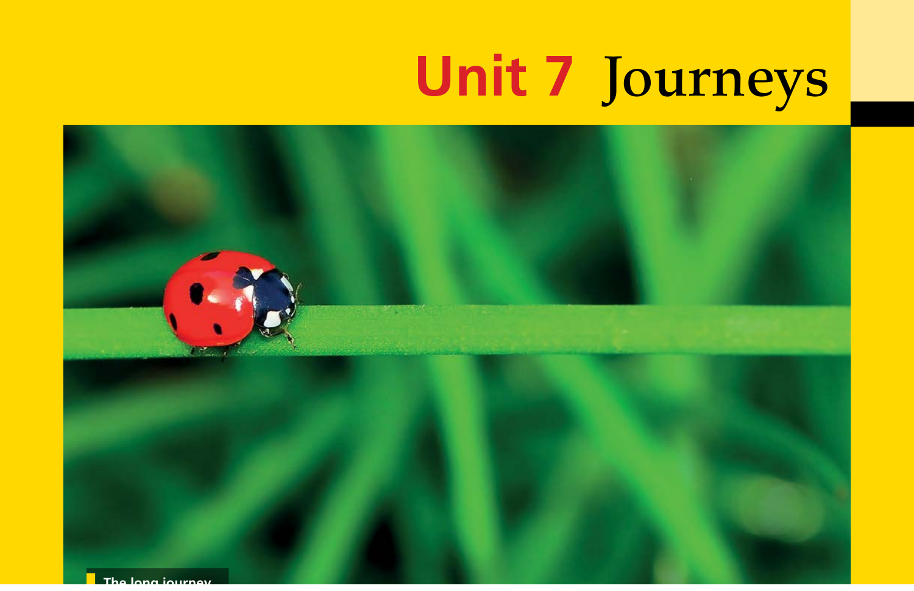# Unit 7 Journeys

The long journey